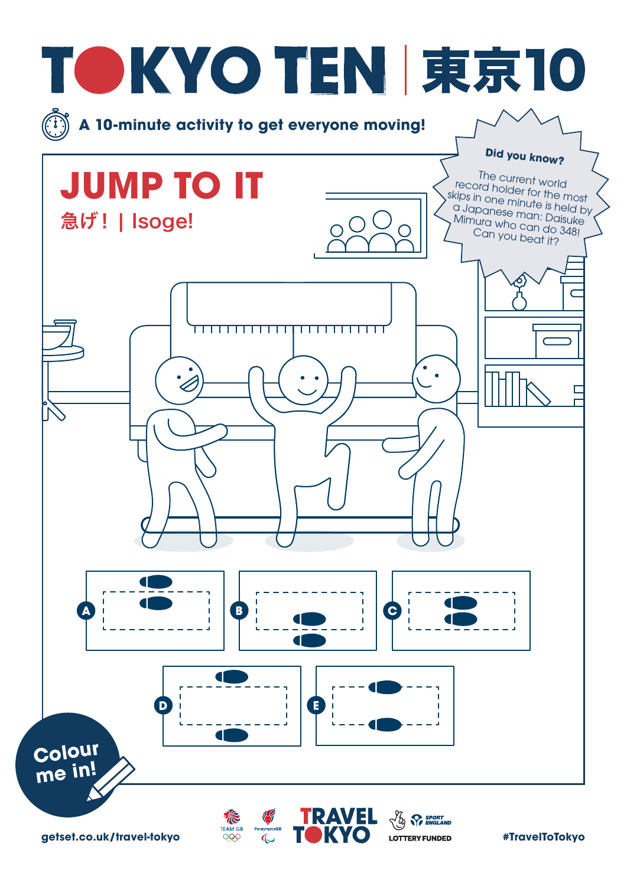# TOKYO TEN | 東京10

A 10-minute activity to get everyone moving!

**Did you know?**

The current world record holder for the most skips in one minute is held by a Japanese man: Daisuke Mimura who can do 348! Can you beat it?

## JUMP TO IT

急げ！| Isoge!

A

B

C

D

E

Colour me in!

getset.co.uk/travel-tokyo

TRAVEL TOKYO

LOTTERY FUNDED

#TravelToTokyo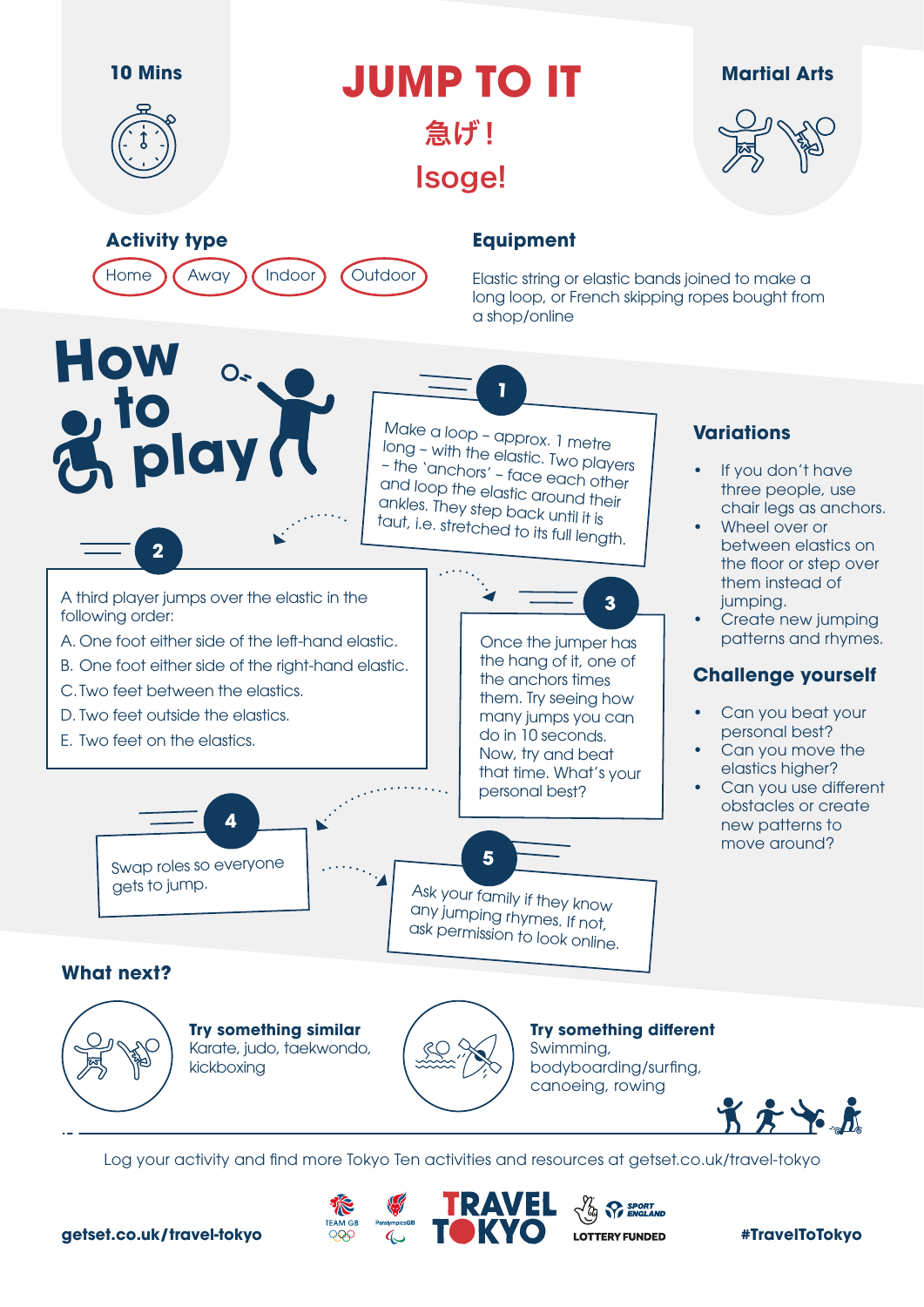10 Mins

# JUMP TO IT

急げ！

Isoge!

Martial Arts

## Activity type

Home | Away | Indoor | Outdoor

## Equipment

Elastic string or elastic bands joined to make a long loop, or French skipping ropes bought from a shop/online

## How to play

**1** Make a loop – approx. 1 metre long – with the elastic. Two players – the 'anchors' – face each other and loop the elastic around their ankles. They step back until it is taut, i.e. stretched to its full length.

**2** A third player jumps over the elastic in the following order:

A. One foot either side of the left-hand elastic.
B. One foot either side of the right-hand elastic.
C. Two feet between the elastics.
D. Two feet outside the elastics.
E. Two feet on the elastics.

**3** Once the jumper has the hang of it, one of the anchors times them. Try seeing how many jumps you can do in 10 seconds. Now, try and beat that time. What's your personal best?

**4** Swap roles so everyone gets to jump.

**5** Ask your family if they know any jumping rhymes. If not, ask permission to look online.

## Variations

- If you don't have three people, use chair legs as anchors.
- Wheel over or between elastics on the floor or step over them instead of jumping.
- Create new jumping patterns and rhymes.

## Challenge yourself

- Can you beat your personal best?
- Can you move the elastics higher?
- Can you use different obstacles or create new patterns to move around?

## What next?

**Try something similar**
Karate, judo, taekwondo, kickboxing

**Try something different**
Swimming, bodyboarding/surfing, canoeing, rowing

Log your activity and find more Tokyo Ten activities and resources at getset.co.uk/travel-tokyo

getset.co.uk/travel-tokyo

TEAM GB · ParalympicsGB · TRAVEL TOKYO · SPORT ENGLAND · LOTTERY FUNDED

#TravelToTokyo